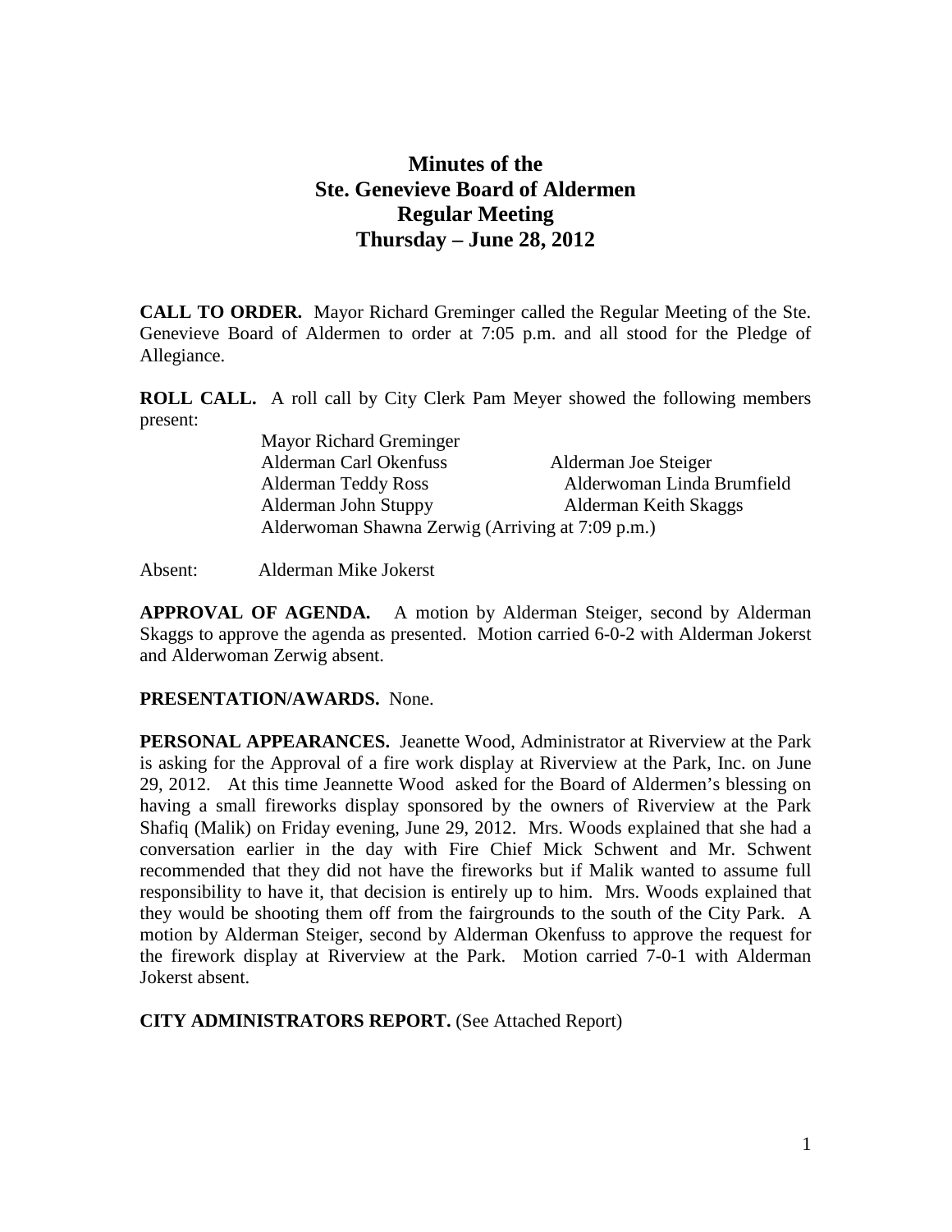# Minutes of the
# Ste. Genevieve Board of Aldermen
# Regular Meeting
# Thursday – June 28, 2012

**CALL TO ORDER.** Mayor Richard Greminger called the Regular Meeting of the Ste. Genevieve Board of Aldermen to order at 7:05 p.m. and all stood for the Pledge of Allegiance.

**ROLL CALL.** A roll call by City Clerk Pam Meyer showed the following members present:

Mayor Richard Greminger
Alderman Carl Okenfuss — Alderman Joe Steiger
Alderman Teddy Ross — Alderwoman Linda Brumfield
Alderman John Stuppy — Alderman Keith Skaggs
Alderwoman Shawna Zerwig (Arriving at 7:09 p.m.)

Absent: Alderman Mike Jokerst

**APPROVAL OF AGENDA.** A motion by Alderman Steiger, second by Alderman Skaggs to approve the agenda as presented. Motion carried 6-0-2 with Alderman Jokerst and Alderwoman Zerwig absent.

**PRESENTATION/AWARDS.** None.

**PERSONAL APPEARANCES.** Jeanette Wood, Administrator at Riverview at the Park is asking for the Approval of a fire work display at Riverview at the Park, Inc. on June 29, 2012. At this time Jeannette Wood asked for the Board of Aldermen's blessing on having a small fireworks display sponsored by the owners of Riverview at the Park Shafiq (Malik) on Friday evening, June 29, 2012. Mrs. Woods explained that she had a conversation earlier in the day with Fire Chief Mick Schwent and Mr. Schwent recommended that they did not have the fireworks but if Malik wanted to assume full responsibility to have it, that decision is entirely up to him. Mrs. Woods explained that they would be shooting them off from the fairgrounds to the south of the City Park. A motion by Alderman Steiger, second by Alderman Okenfuss to approve the request for the firework display at Riverview at the Park. Motion carried 7-0-1 with Alderman Jokerst absent.

**CITY ADMINISTRATORS REPORT.** (See Attached Report)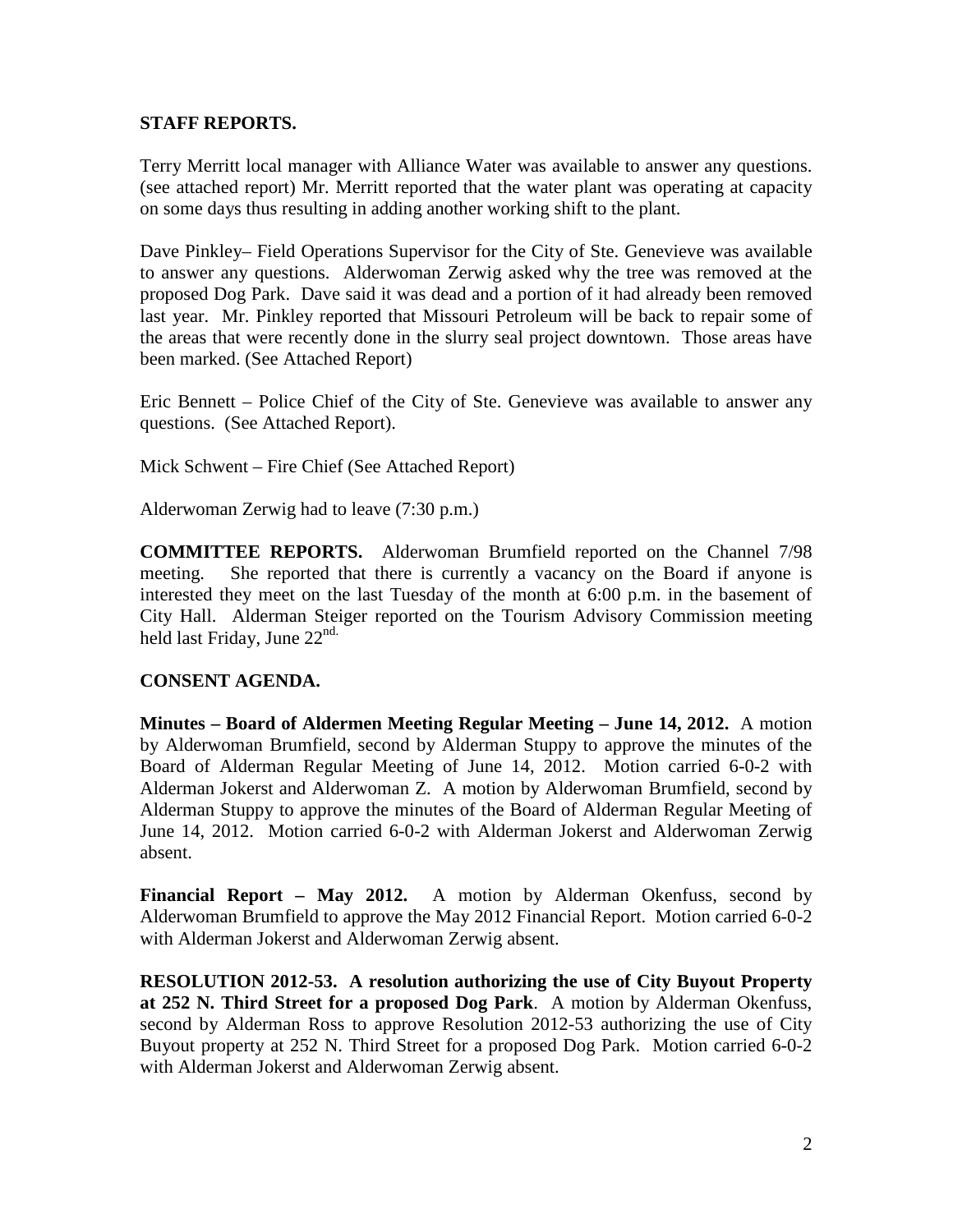**STAFF REPORTS.**

Terry Merritt local manager with Alliance Water was available to answer any questions. (see attached report) Mr. Merritt reported that the water plant was operating at capacity on some days thus resulting in adding another working shift to the plant.

Dave Pinkley– Field Operations Supervisor for the City of Ste. Genevieve was available to answer any questions. Alderwoman Zerwig asked why the tree was removed at the proposed Dog Park. Dave said it was dead and a portion of it had already been removed last year. Mr. Pinkley reported that Missouri Petroleum will be back to repair some of the areas that were recently done in the slurry seal project downtown. Those areas have been marked. (See Attached Report)

Eric Bennett – Police Chief of the City of Ste. Genevieve was available to answer any questions. (See Attached Report).

Mick Schwent – Fire Chief (See Attached Report)

Alderwoman Zerwig had to leave (7:30 p.m.)

**COMMITTEE REPORTS.** Alderwoman Brumfield reported on the Channel 7/98 meeting. She reported that there is currently a vacancy on the Board if anyone is interested they meet on the last Tuesday of the month at 6:00 p.m. in the basement of City Hall. Alderman Steiger reported on the Tourism Advisory Commission meeting held last Friday, June 22nd.

**CONSENT AGENDA.**

**Minutes – Board of Aldermen Meeting Regular Meeting – June 14, 2012.** A motion by Alderwoman Brumfield, second by Alderman Stuppy to approve the minutes of the Board of Alderman Regular Meeting of June 14, 2012. Motion carried 6-0-2 with Alderman Jokerst and Alderwoman Z. A motion by Alderwoman Brumfield, second by Alderman Stuppy to approve the minutes of the Board of Alderman Regular Meeting of June 14, 2012. Motion carried 6-0-2 with Alderman Jokerst and Alderwoman Zerwig absent.

**Financial Report – May 2012.** A motion by Alderman Okenfuss, second by Alderwoman Brumfield to approve the May 2012 Financial Report. Motion carried 6-0-2 with Alderman Jokerst and Alderwoman Zerwig absent.

**RESOLUTION 2012-53. A resolution authorizing the use of City Buyout Property at 252 N. Third Street for a proposed Dog Park**. A motion by Alderman Okenfuss, second by Alderman Ross to approve Resolution 2012-53 authorizing the use of City Buyout property at 252 N. Third Street for a proposed Dog Park. Motion carried 6-0-2 with Alderman Jokerst and Alderwoman Zerwig absent.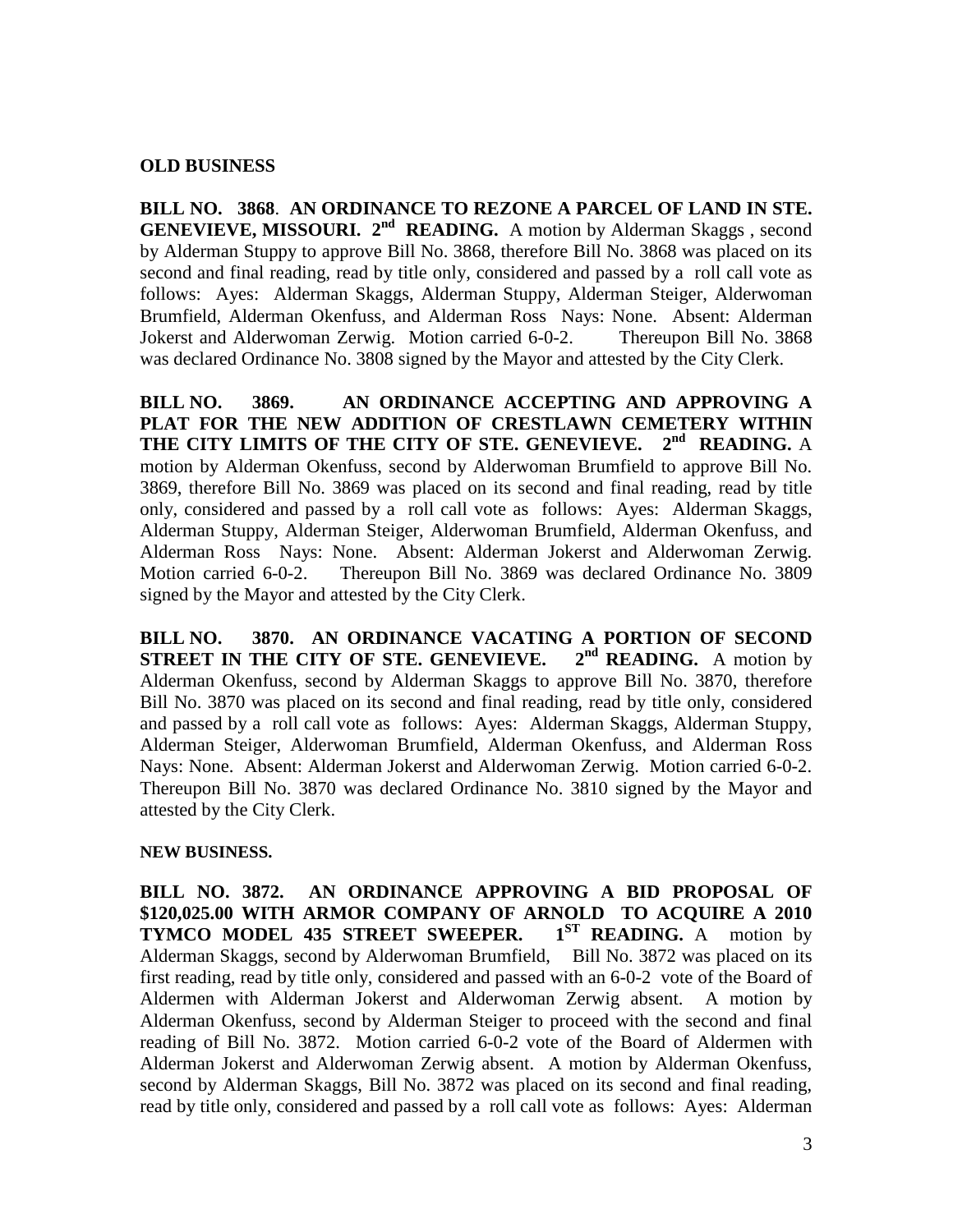**OLD BUSINESS**

**BILL NO. 3868. AN ORDINANCE TO REZONE A PARCEL OF LAND IN STE. GENEVIEVE, MISSOURI. 2nd READING.** A motion by Alderman Skaggs , second by Alderman Stuppy to approve Bill No. 3868, therefore Bill No. 3868 was placed on its second and final reading, read by title only, considered and passed by a roll call vote as follows: Ayes: Alderman Skaggs, Alderman Stuppy, Alderman Steiger, Alderwoman Brumfield, Alderman Okenfuss, and Alderman Ross Nays: None. Absent: Alderman Jokerst and Alderwoman Zerwig. Motion carried 6-0-2. Thereupon Bill No. 3868 was declared Ordinance No. 3808 signed by the Mayor and attested by the City Clerk.

**BILL NO. 3869. AN ORDINANCE ACCEPTING AND APPROVING A PLAT FOR THE NEW ADDITION OF CRESTLAWN CEMETERY WITHIN THE CITY LIMITS OF THE CITY OF STE. GENEVIEVE. 2nd READING.** A motion by Alderman Okenfuss, second by Alderwoman Brumfield to approve Bill No. 3869, therefore Bill No. 3869 was placed on its second and final reading, read by title only, considered and passed by a roll call vote as follows: Ayes: Alderman Skaggs, Alderman Stuppy, Alderman Steiger, Alderwoman Brumfield, Alderman Okenfuss, and Alderman Ross Nays: None. Absent: Alderman Jokerst and Alderwoman Zerwig. Motion carried 6-0-2. Thereupon Bill No. 3869 was declared Ordinance No. 3809 signed by the Mayor and attested by the City Clerk.

**BILL NO. 3870. AN ORDINANCE VACATING A PORTION OF SECOND STREET IN THE CITY OF STE. GENEVIEVE. 2nd READING.** A motion by Alderman Okenfuss, second by Alderman Skaggs to approve Bill No. 3870, therefore Bill No. 3870 was placed on its second and final reading, read by title only, considered and passed by a roll call vote as follows: Ayes: Alderman Skaggs, Alderman Stuppy, Alderman Steiger, Alderwoman Brumfield, Alderman Okenfuss, and Alderman Ross Nays: None. Absent: Alderman Jokerst and Alderwoman Zerwig. Motion carried 6-0-2. Thereupon Bill No. 3870 was declared Ordinance No. 3810 signed by the Mayor and attested by the City Clerk.

**NEW BUSINESS.**

**BILL NO. 3872. AN ORDINANCE APPROVING A BID PROPOSAL OF $120,025.00 WITH ARMOR COMPANY OF ARNOLD TO ACQUIRE A 2010 TYMCO MODEL 435 STREET SWEEPER. 1ST READING.** A motion by Alderman Skaggs, second by Alderwoman Brumfield, Bill No. 3872 was placed on its first reading, read by title only, considered and passed with an 6-0-2 vote of the Board of Aldermen with Alderman Jokerst and Alderwoman Zerwig absent. A motion by Alderman Okenfuss, second by Alderman Steiger to proceed with the second and final reading of Bill No. 3872. Motion carried 6-0-2 vote of the Board of Aldermen with Alderman Jokerst and Alderwoman Zerwig absent. A motion by Alderman Okenfuss, second by Alderman Skaggs, Bill No. 3872 was placed on its second and final reading, read by title only, considered and passed by a roll call vote as follows: Ayes: Alderman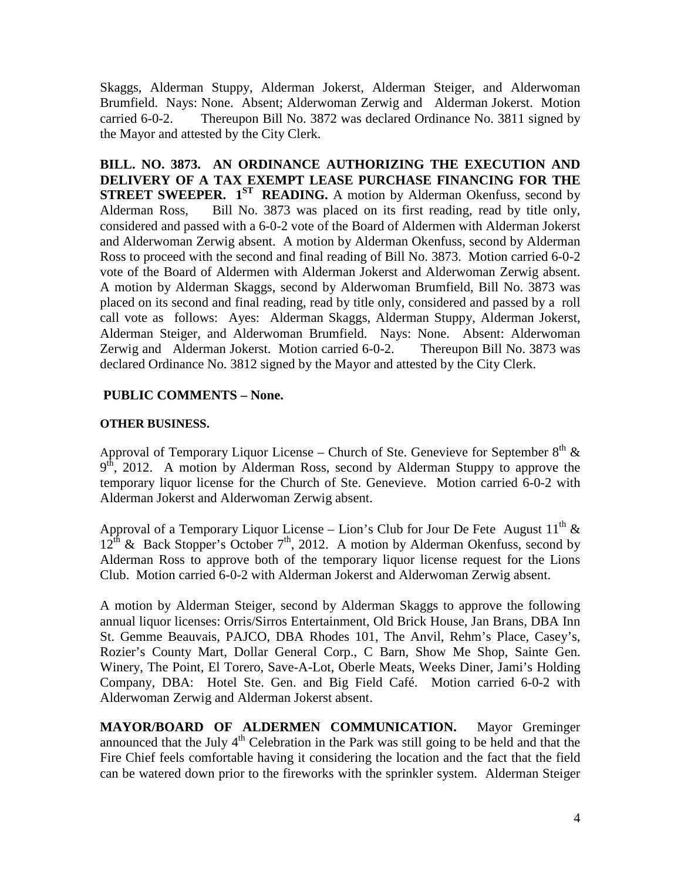Skaggs, Alderman Stuppy, Alderman Jokerst, Alderman Steiger, and Alderwoman Brumfield. Nays: None. Absent; Alderwoman Zerwig and Alderman Jokerst. Motion carried 6-0-2. Thereupon Bill No. 3872 was declared Ordinance No. 3811 signed by the Mayor and attested by the City Clerk.

**BILL. NO. 3873. AN ORDINANCE AUTHORIZING THE EXECUTION AND DELIVERY OF A TAX EXEMPT LEASE PURCHASE FINANCING FOR THE STREET SWEEPER. 1ST READING.** A motion by Alderman Okenfuss, second by Alderman Ross, Bill No. 3873 was placed on its first reading, read by title only, considered and passed with a 6-0-2 vote of the Board of Aldermen with Alderman Jokerst and Alderwoman Zerwig absent. A motion by Alderman Okenfuss, second by Alderman Ross to proceed with the second and final reading of Bill No. 3873. Motion carried 6-0-2 vote of the Board of Aldermen with Alderman Jokerst and Alderwoman Zerwig absent. A motion by Alderman Skaggs, second by Alderwoman Brumfield, Bill No. 3873 was placed on its second and final reading, read by title only, considered and passed by a roll call vote as follows: Ayes: Alderman Skaggs, Alderman Stuppy, Alderman Jokerst, Alderman Steiger, and Alderwoman Brumfield. Nays: None. Absent: Alderwoman Zerwig and Alderman Jokerst. Motion carried 6-0-2. Thereupon Bill No. 3873 was declared Ordinance No. 3812 signed by the Mayor and attested by the City Clerk.

**PUBLIC COMMENTS – None.**

**OTHER BUSINESS.**

Approval of Temporary Liquor License – Church of Ste. Genevieve for September 8th & 9th, 2012. A motion by Alderman Ross, second by Alderman Stuppy to approve the temporary liquor license for the Church of Ste. Genevieve. Motion carried 6-0-2 with Alderman Jokerst and Alderwoman Zerwig absent.

Approval of a Temporary Liquor License – Lion's Club for Jour De Fete August 11th & 12th & Back Stopper's October 7th, 2012. A motion by Alderman Okenfuss, second by Alderman Ross to approve both of the temporary liquor license request for the Lions Club. Motion carried 6-0-2 with Alderman Jokerst and Alderwoman Zerwig absent.

A motion by Alderman Steiger, second by Alderman Skaggs to approve the following annual liquor licenses: Orris/Sirros Entertainment, Old Brick House, Jan Brans, DBA Inn St. Gemme Beauvais, PAJCO, DBA Rhodes 101, The Anvil, Rehm's Place, Casey's, Rozier's County Mart, Dollar General Corp., C Barn, Show Me Shop, Sainte Gen. Winery, The Point, El Torero, Save-A-Lot, Oberle Meats, Weeks Diner, Jami's Holding Company, DBA: Hotel Ste. Gen. and Big Field Café. Motion carried 6-0-2 with Alderwoman Zerwig and Alderman Jokerst absent.

**MAYOR/BOARD OF ALDERMEN COMMUNICATION.** Mayor Greminger announced that the July 4th Celebration in the Park was still going to be held and that the Fire Chief feels comfortable having it considering the location and the fact that the field can be watered down prior to the fireworks with the sprinkler system. Alderman Steiger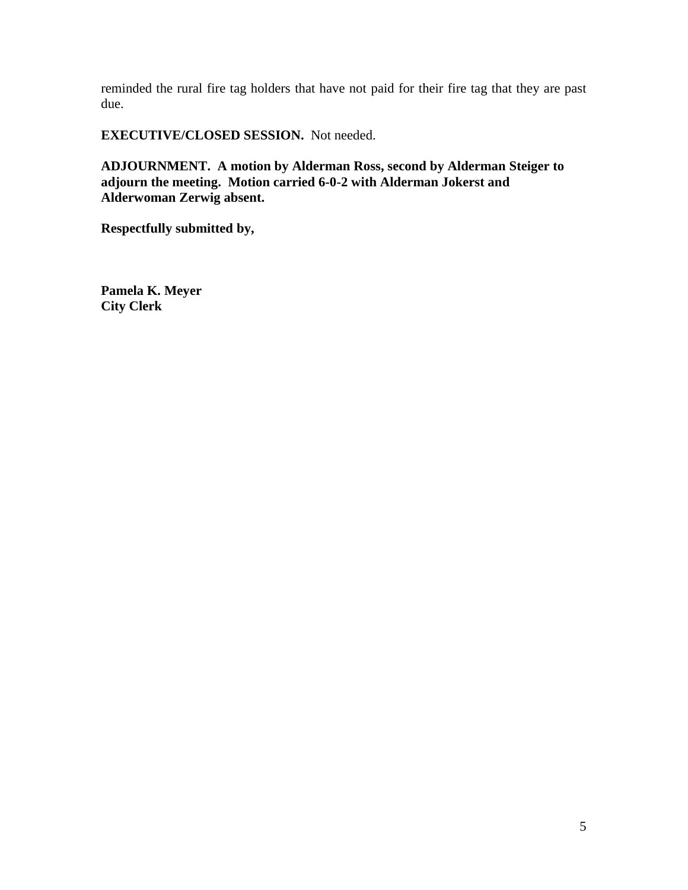reminded the rural fire tag holders that have not paid for their fire tag that they are past due.

**EXECUTIVE/CLOSED SESSION.** Not needed.

**ADJOURNMENT. A motion by Alderman Ross, second by Alderman Steiger to adjourn the meeting. Motion carried 6-0-2 with Alderman Jokerst and Alderwoman Zerwig absent.**

**Respectfully submitted by,**

**Pamela K. Meyer**
**City Clerk**